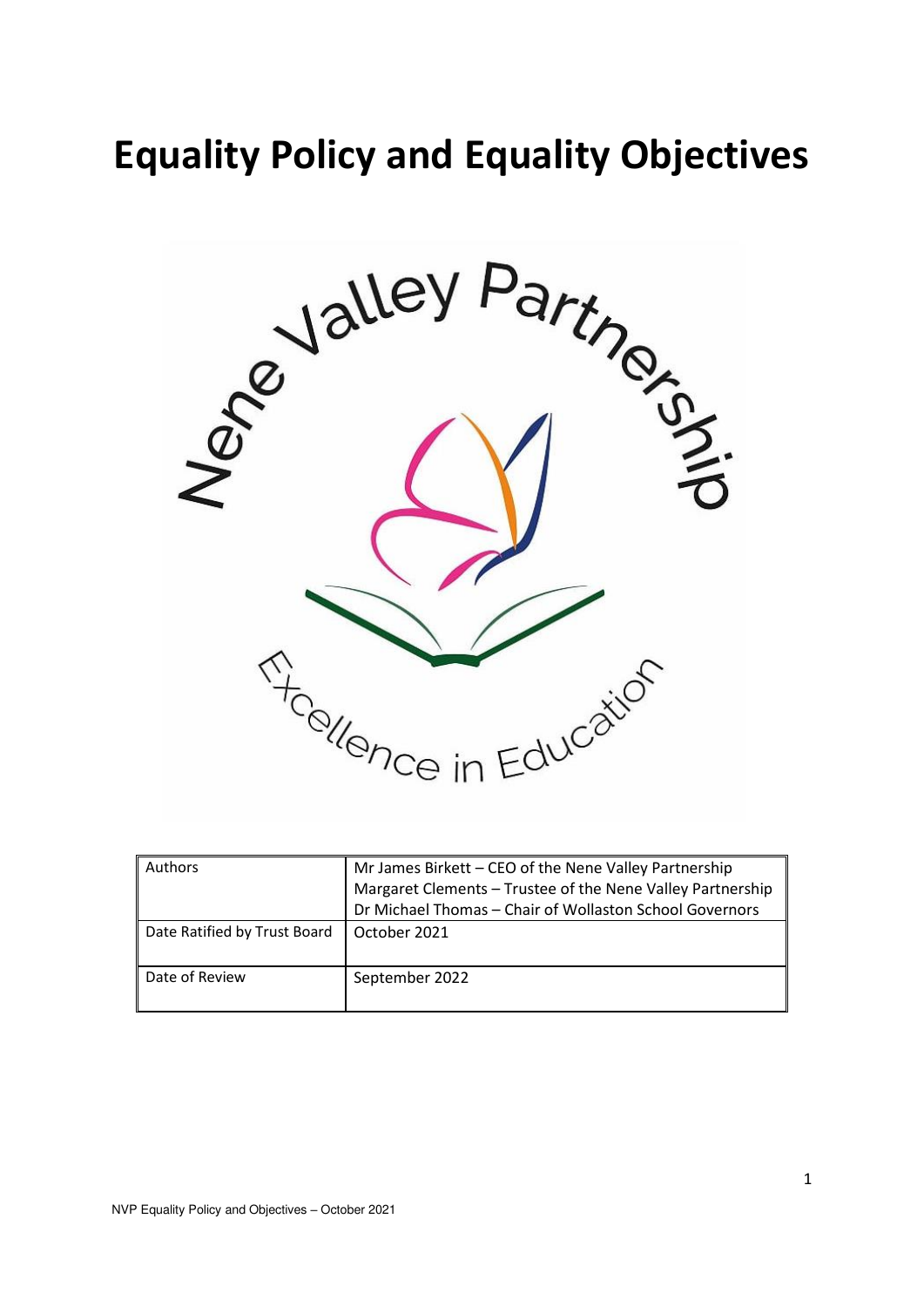# Equality Policy and Equality Objectives

Nene Valley Partnership

Excellence in Education

| Authors | Mr James Birkett – CEO of the Nene Valley Partnership<br>Margaret Clements – Trustee of the Nene Valley Partnership<br>Dr Michael Thomas – Chair of Wollaston School Governors |
|---|---|
| Date Ratified by Trust Board | October 2021 |
| Date of Review | September 2022 |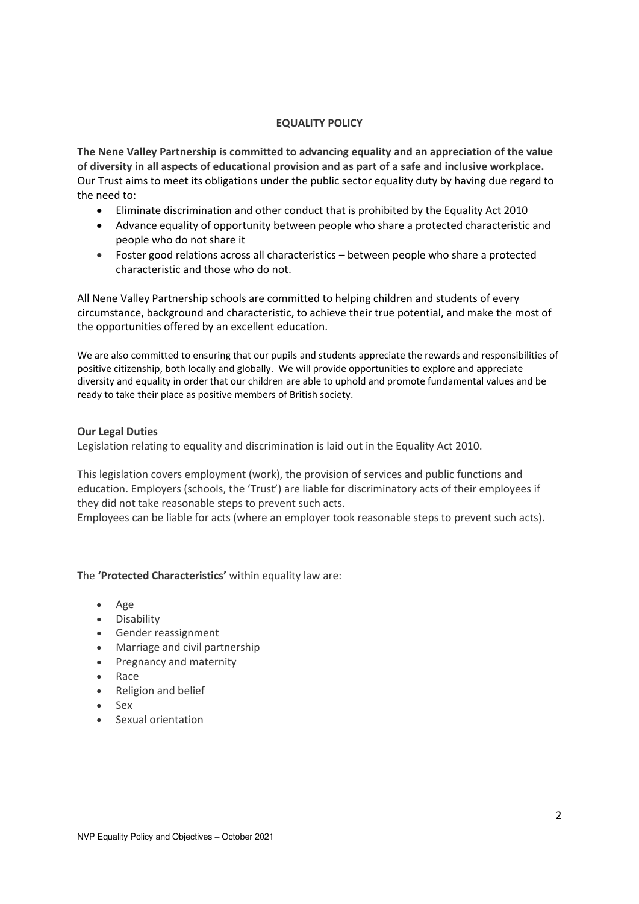## EQUALITY POLICY

**The Nene Valley Partnership is committed to advancing equality and an appreciation of the value of diversity in all aspects of educational provision and as part of a safe and inclusive workplace.** Our Trust aims to meet its obligations under the public sector equality duty by having due regard to the need to:

- Eliminate discrimination and other conduct that is prohibited by the Equality Act 2010
- Advance equality of opportunity between people who share a protected characteristic and people who do not share it
- Foster good relations across all characteristics – between people who share a protected characteristic and those who do not.

All Nene Valley Partnership schools are committed to helping children and students of every circumstance, background and characteristic, to achieve their true potential, and make the most of the opportunities offered by an excellent education.

We are also committed to ensuring that our pupils and students appreciate the rewards and responsibilities of positive citizenship, both locally and globally. We will provide opportunities to explore and appreciate diversity and equality in order that our children are able to uphold and promote fundamental values and be ready to take their place as positive members of British society.

### Our Legal Duties

Legislation relating to equality and discrimination is laid out in the Equality Act 2010.

This legislation covers employment (work), the provision of services and public functions and education. Employers (schools, the 'Trust') are liable for discriminatory acts of their employees if they did not take reasonable steps to prevent such acts.
Employees can be liable for acts (where an employer took reasonable steps to prevent such acts).

The **'Protected Characteristics'** within equality law are:

- Age
- Disability
- Gender reassignment
- Marriage and civil partnership
- Pregnancy and maternity
- Race
- Religion and belief
- Sex
- Sexual orientation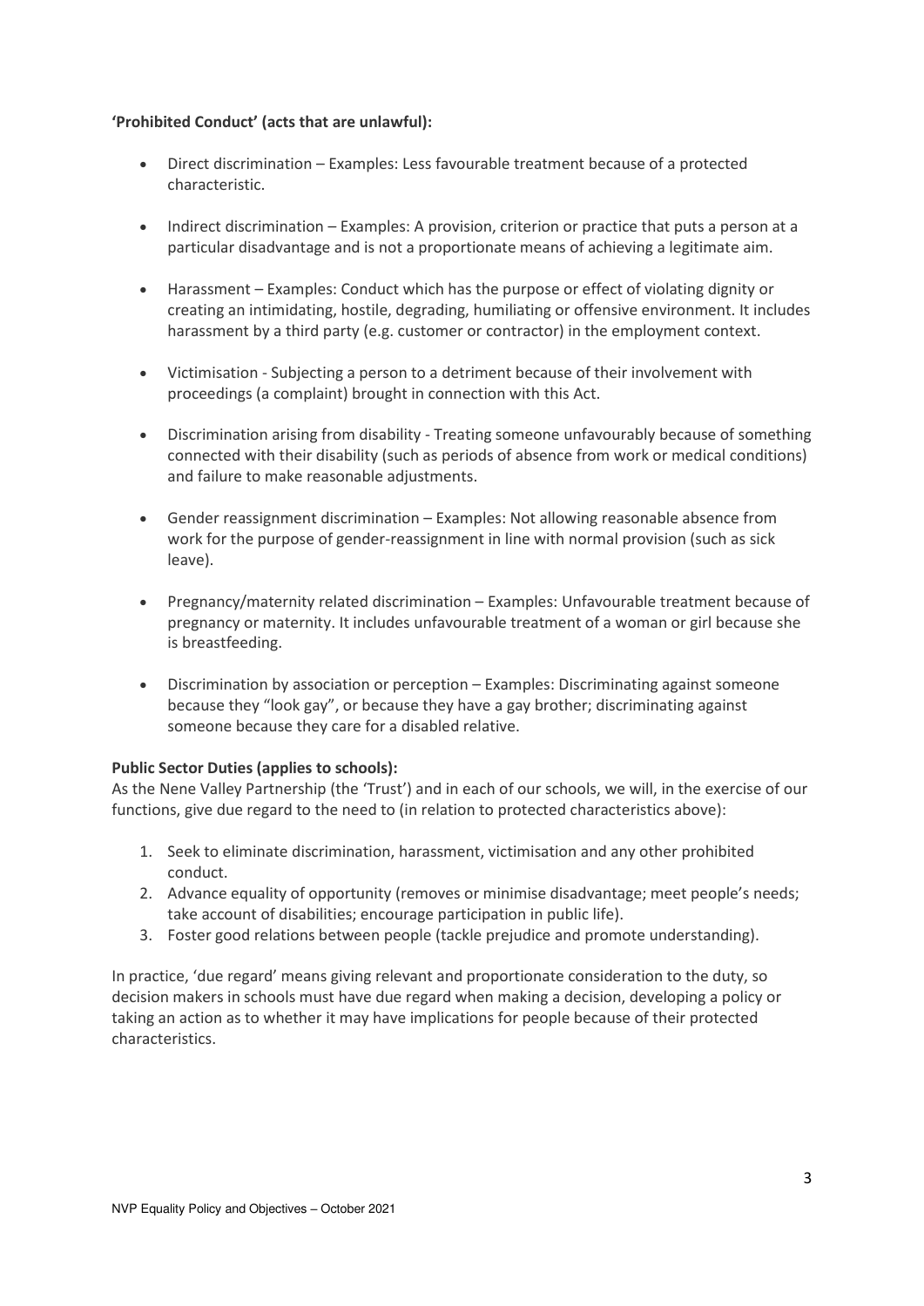**'Prohibited Conduct' (acts that are unlawful):**

- Direct discrimination – Examples: Less favourable treatment because of a protected characteristic.
- Indirect discrimination – Examples: A provision, criterion or practice that puts a person at a particular disadvantage and is not a proportionate means of achieving a legitimate aim.
- Harassment – Examples: Conduct which has the purpose or effect of violating dignity or creating an intimidating, hostile, degrading, humiliating or offensive environment. It includes harassment by a third party (e.g. customer or contractor) in the employment context.
- Victimisation - Subjecting a person to a detriment because of their involvement with proceedings (a complaint) brought in connection with this Act.
- Discrimination arising from disability - Treating someone unfavourably because of something connected with their disability (such as periods of absence from work or medical conditions) and failure to make reasonable adjustments.
- Gender reassignment discrimination – Examples: Not allowing reasonable absence from work for the purpose of gender-reassignment in line with normal provision (such as sick leave).
- Pregnancy/maternity related discrimination – Examples: Unfavourable treatment because of pregnancy or maternity. It includes unfavourable treatment of a woman or girl because she is breastfeeding.
- Discrimination by association or perception – Examples: Discriminating against someone because they "look gay", or because they have a gay brother; discriminating against someone because they care for a disabled relative.

**Public Sector Duties (applies to schools):**
As the Nene Valley Partnership (the 'Trust') and in each of our schools, we will, in the exercise of our functions, give due regard to the need to (in relation to protected characteristics above):

1. Seek to eliminate discrimination, harassment, victimisation and any other prohibited conduct.
2. Advance equality of opportunity (removes or minimise disadvantage; meet people's needs; take account of disabilities; encourage participation in public life).
3. Foster good relations between people (tackle prejudice and promote understanding).

In practice, 'due regard' means giving relevant and proportionate consideration to the duty, so decision makers in schools must have due regard when making a decision, developing a policy or taking an action as to whether it may have implications for people because of their protected characteristics.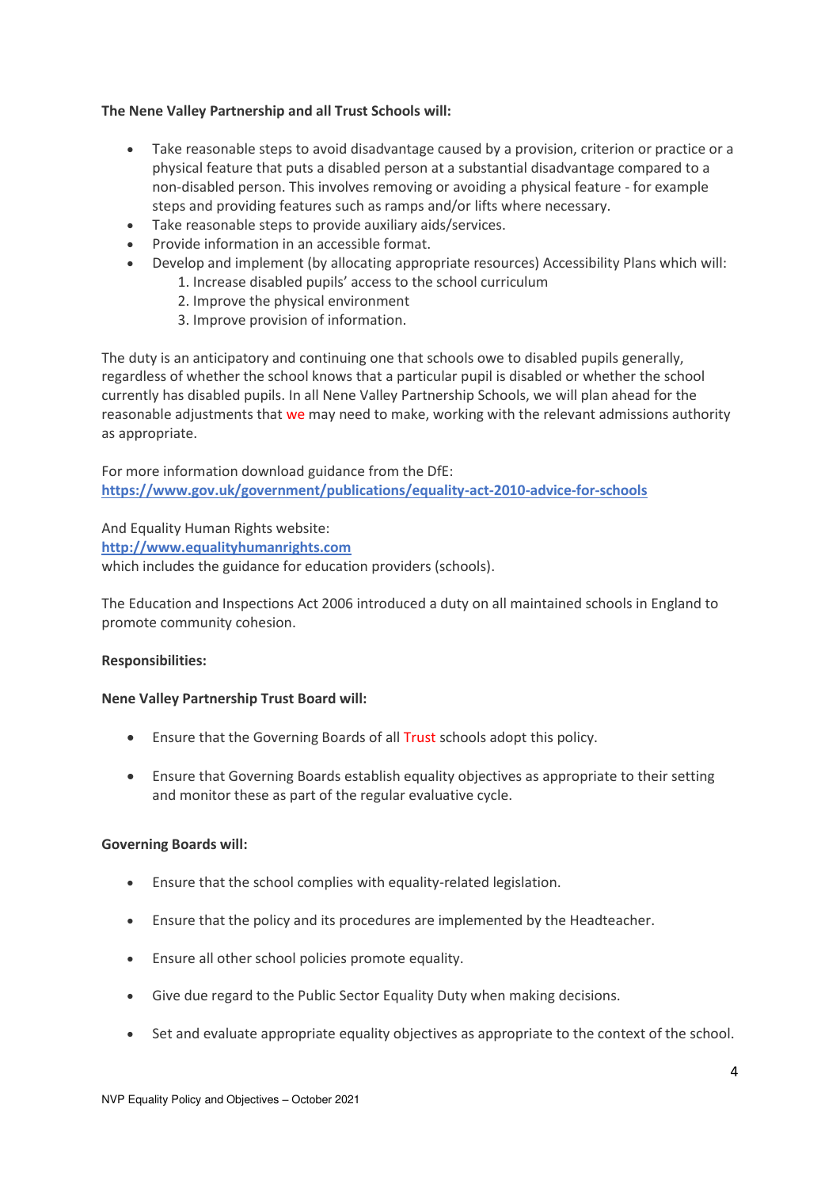**The Nene Valley Partnership and all Trust Schools will:**

- Take reasonable steps to avoid disadvantage caused by a provision, criterion or practice or a physical feature that puts a disabled person at a substantial disadvantage compared to a non-disabled person. This involves removing or avoiding a physical feature - for example steps and providing features such as ramps and/or lifts where necessary.
- Take reasonable steps to provide auxiliary aids/services.
- Provide information in an accessible format.
- Develop and implement (by allocating appropriate resources) Accessibility Plans which will:
    1. Increase disabled pupils' access to the school curriculum
    2. Improve the physical environment
    3. Improve provision of information.

The duty is an anticipatory and continuing one that schools owe to disabled pupils generally, regardless of whether the school knows that a particular pupil is disabled or whether the school currently has disabled pupils. In all Nene Valley Partnership Schools, we will plan ahead for the reasonable adjustments that we may need to make, working with the relevant admissions authority as appropriate.

For more information download guidance from the DfE:
**https://www.gov.uk/government/publications/equality-act-2010-advice-for-schools**

And Equality Human Rights website:
**http://www.equalityhumanrights.com**
which includes the guidance for education providers (schools).

The Education and Inspections Act 2006 introduced a duty on all maintained schools in England to promote community cohesion.

**Responsibilities:**

**Nene Valley Partnership Trust Board will:**

- Ensure that the Governing Boards of all Trust schools adopt this policy.
- Ensure that Governing Boards establish equality objectives as appropriate to their setting and monitor these as part of the regular evaluative cycle.

**Governing Boards will:**

- Ensure that the school complies with equality-related legislation.
- Ensure that the policy and its procedures are implemented by the Headteacher.
- Ensure all other school policies promote equality.
- Give due regard to the Public Sector Equality Duty when making decisions.
- Set and evaluate appropriate equality objectives as appropriate to the context of the school.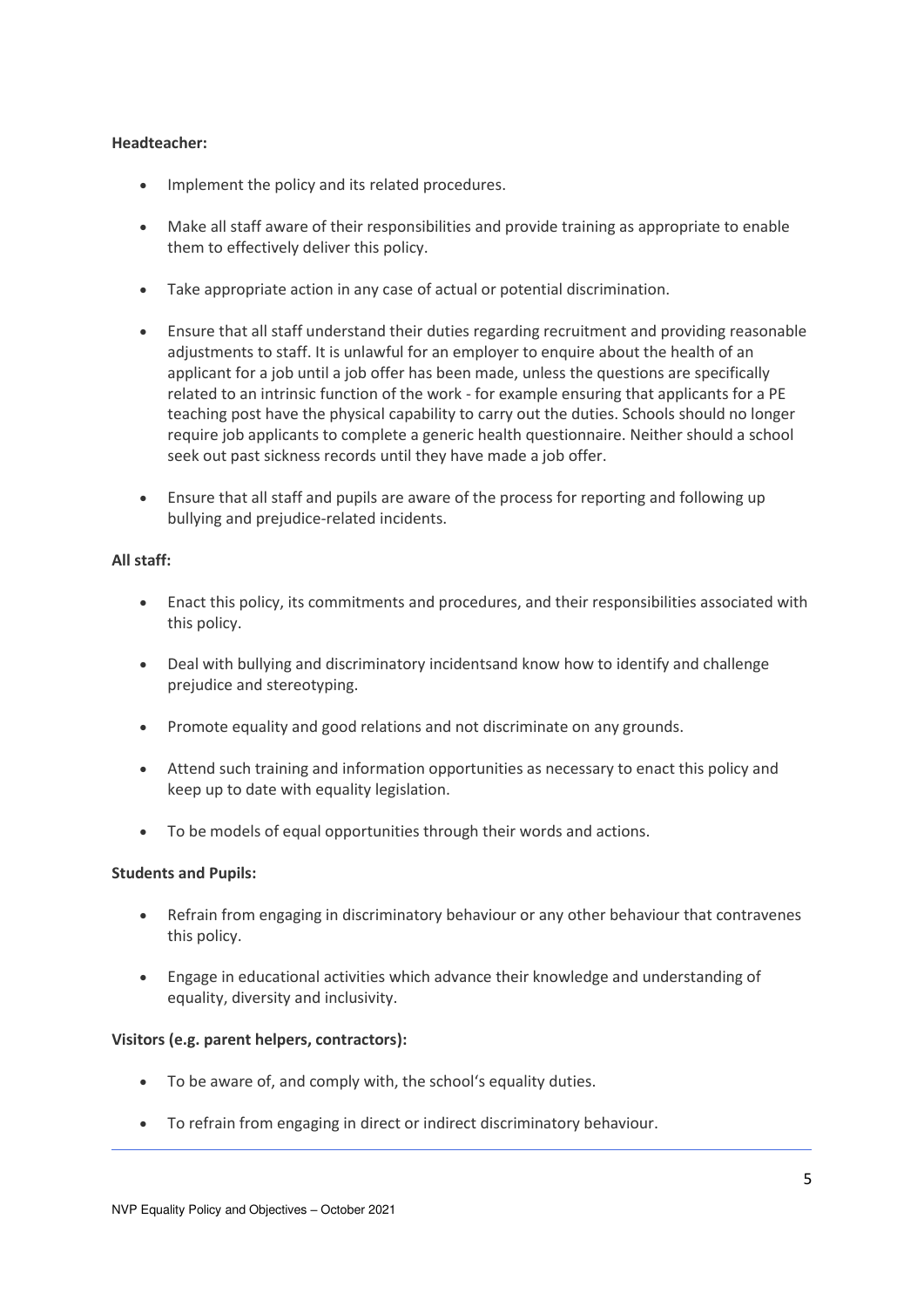**Headteacher:**

- Implement the policy and its related procedures.
- Make all staff aware of their responsibilities and provide training as appropriate to enable them to effectively deliver this policy.
- Take appropriate action in any case of actual or potential discrimination.
- Ensure that all staff understand their duties regarding recruitment and providing reasonable adjustments to staff. It is unlawful for an employer to enquire about the health of an applicant for a job until a job offer has been made, unless the questions are specifically related to an intrinsic function of the work - for example ensuring that applicants for a PE teaching post have the physical capability to carry out the duties. Schools should no longer require job applicants to complete a generic health questionnaire. Neither should a school seek out past sickness records until they have made a job offer.
- Ensure that all staff and pupils are aware of the process for reporting and following up bullying and prejudice-related incidents.

**All staff:**

- Enact this policy, its commitments and procedures, and their responsibilities associated with this policy.
- Deal with bullying and discriminatory incidentsand know how to identify and challenge prejudice and stereotyping.
- Promote equality and good relations and not discriminate on any grounds.
- Attend such training and information opportunities as necessary to enact this policy and keep up to date with equality legislation.
- To be models of equal opportunities through their words and actions.

**Students and Pupils:**

- Refrain from engaging in discriminatory behaviour or any other behaviour that contravenes this policy.
- Engage in educational activities which advance their knowledge and understanding of equality, diversity and inclusivity.

**Visitors (e.g. parent helpers, contractors):**

- To be aware of, and comply with, the school's equality duties.
- To refrain from engaging in direct or indirect discriminatory behaviour.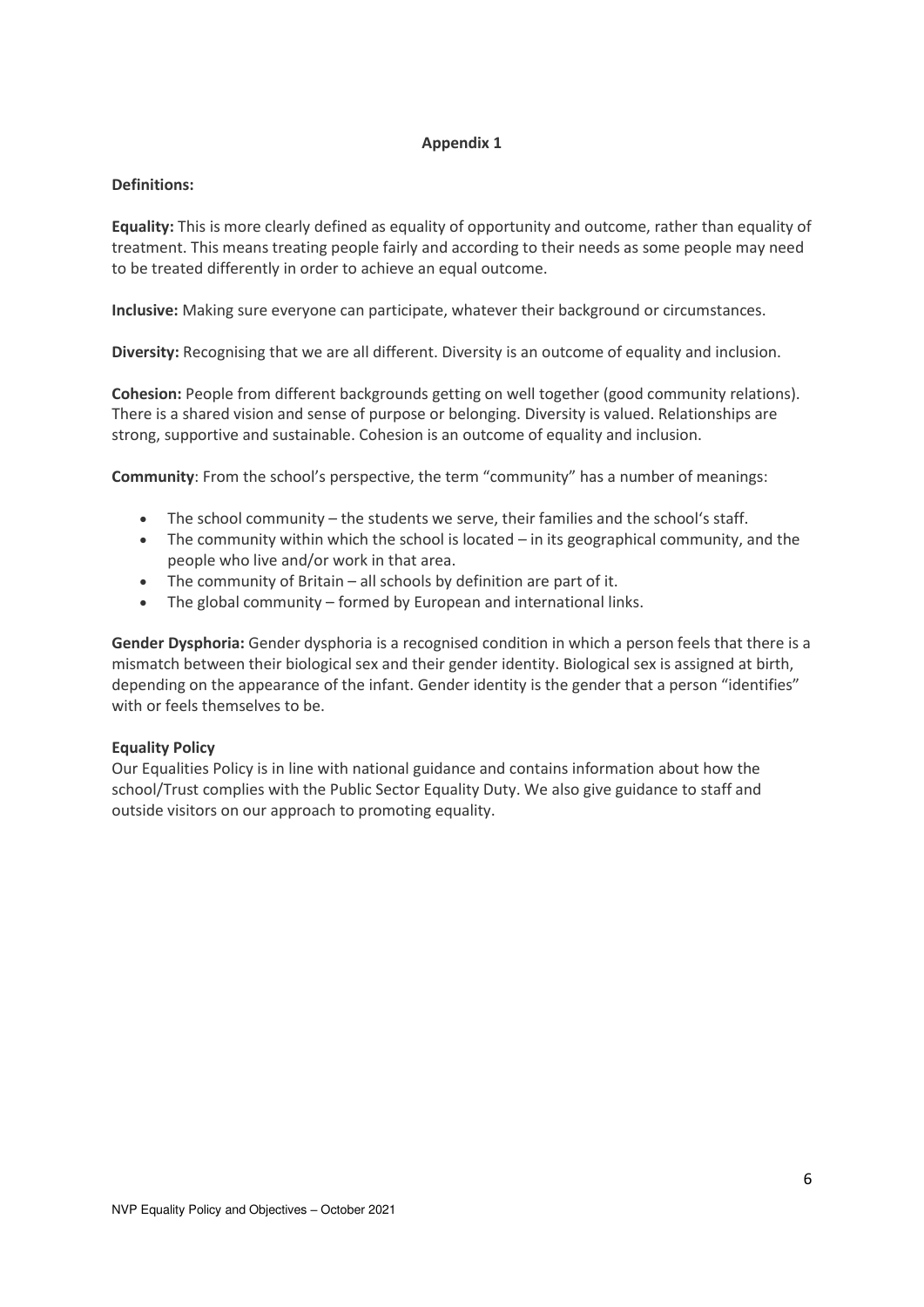## Appendix 1

**Definitions:**

**Equality:** This is more clearly defined as equality of opportunity and outcome, rather than equality of treatment. This means treating people fairly and according to their needs as some people may need to be treated differently in order to achieve an equal outcome.

**Inclusive:** Making sure everyone can participate, whatever their background or circumstances.

**Diversity:** Recognising that we are all different. Diversity is an outcome of equality and inclusion.

**Cohesion:** People from different backgrounds getting on well together (good community relations). There is a shared vision and sense of purpose or belonging. Diversity is valued. Relationships are strong, supportive and sustainable. Cohesion is an outcome of equality and inclusion.

**Community**: From the school's perspective, the term "community" has a number of meanings:

- The school community – the students we serve, their families and the school's staff.
- The community within which the school is located – in its geographical community, and the people who live and/or work in that area.
- The community of Britain – all schools by definition are part of it.
- The global community – formed by European and international links.

**Gender Dysphoria:** Gender dysphoria is a recognised condition in which a person feels that there is a mismatch between their biological sex and their gender identity. Biological sex is assigned at birth, depending on the appearance of the infant. Gender identity is the gender that a person "identifies" with or feels themselves to be.

**Equality Policy**

Our Equalities Policy is in line with national guidance and contains information about how the school/Trust complies with the Public Sector Equality Duty. We also give guidance to staff and outside visitors on our approach to promoting equality.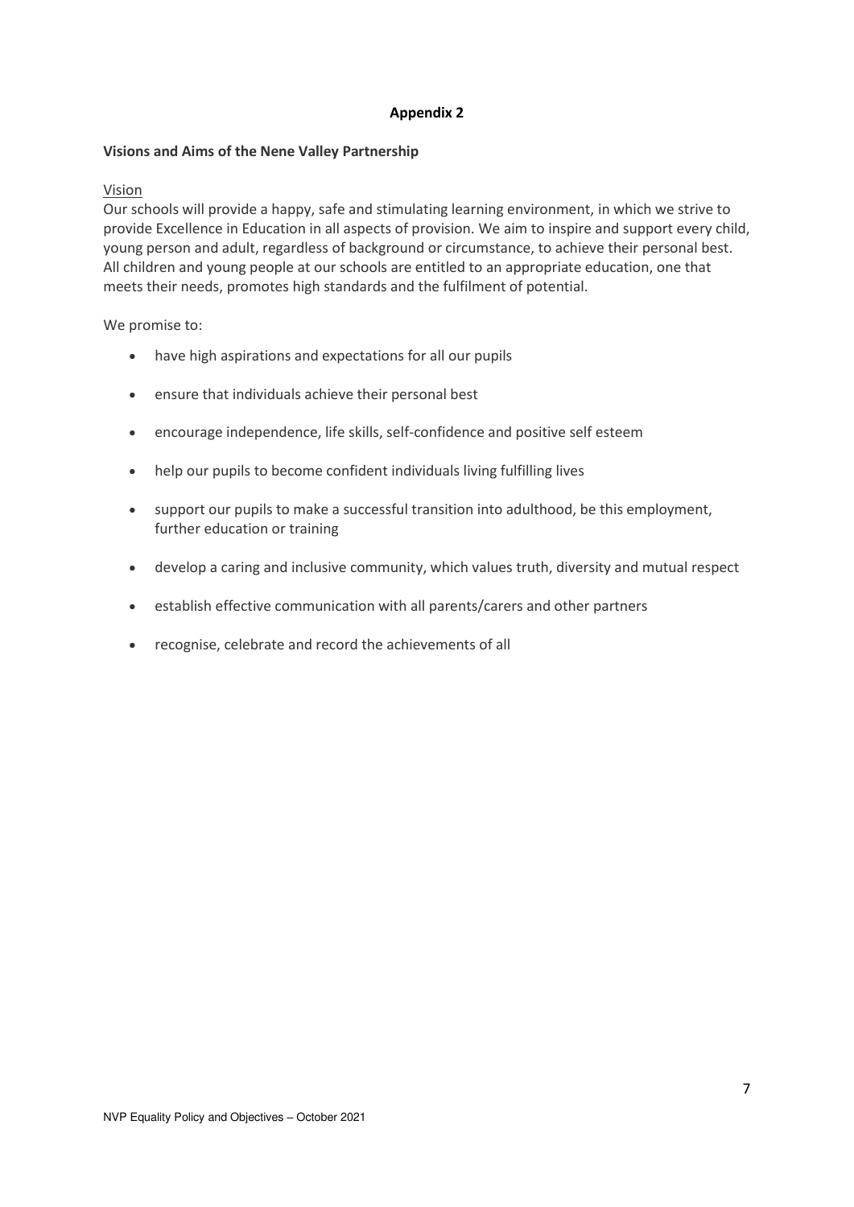## Appendix 2

**Visions and Aims of the Nene Valley Partnership**

Vision

Our schools will provide a happy, safe and stimulating learning environment, in which we strive to provide Excellence in Education in all aspects of provision. We aim to inspire and support every child, young person and adult, regardless of background or circumstance, to achieve their personal best. All children and young people at our schools are entitled to an appropriate education, one that meets their needs, promotes high standards and the fulfilment of potential.

We promise to:

- have high aspirations and expectations for all our pupils
- ensure that individuals achieve their personal best
- encourage independence, life skills, self-confidence and positive self esteem
- help our pupils to become confident individuals living fulfilling lives
- support our pupils to make a successful transition into adulthood, be this employment, further education or training
- develop a caring and inclusive community, which values truth, diversity and mutual respect
- establish effective communication with all parents/carers and other partners
- recognise, celebrate and record the achievements of all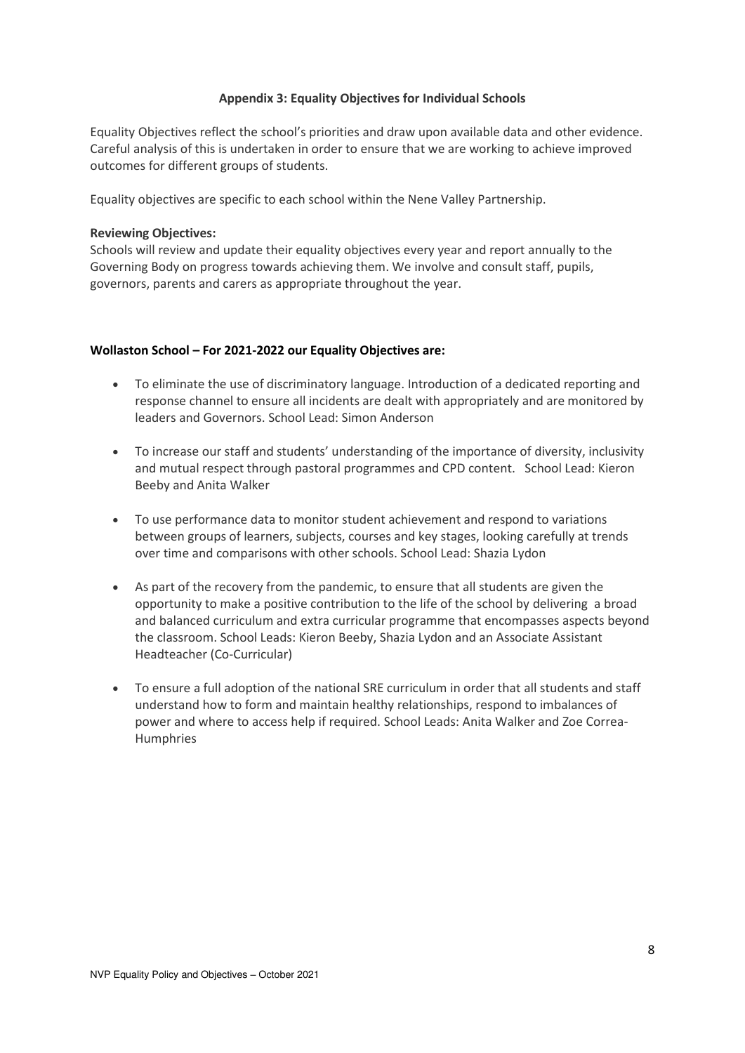## Appendix 3: Equality Objectives for Individual Schools

Equality Objectives reflect the school's priorities and draw upon available data and other evidence. Careful analysis of this is undertaken in order to ensure that we are working to achieve improved outcomes for different groups of students.

Equality objectives are specific to each school within the Nene Valley Partnership.

**Reviewing Objectives:**
Schools will review and update their equality objectives every year and report annually to the Governing Body on progress towards achieving them. We involve and consult staff, pupils, governors, parents and carers as appropriate throughout the year.

**Wollaston School – For 2021-2022 our Equality Objectives are:**

- To eliminate the use of discriminatory language. Introduction of a dedicated reporting and response channel to ensure all incidents are dealt with appropriately and are monitored by leaders and Governors. School Lead: Simon Anderson
- To increase our staff and students' understanding of the importance of diversity, inclusivity and mutual respect through pastoral programmes and CPD content. School Lead: Kieron Beeby and Anita Walker
- To use performance data to monitor student achievement and respond to variations between groups of learners, subjects, courses and key stages, looking carefully at trends over time and comparisons with other schools. School Lead: Shazia Lydon
- As part of the recovery from the pandemic, to ensure that all students are given the opportunity to make a positive contribution to the life of the school by delivering a broad and balanced curriculum and extra curricular programme that encompasses aspects beyond the classroom. School Leads: Kieron Beeby, Shazia Lydon and an Associate Assistant Headteacher (Co-Curricular)
- To ensure a full adoption of the national SRE curriculum in order that all students and staff understand how to form and maintain healthy relationships, respond to imbalances of power and where to access help if required. School Leads: Anita Walker and Zoe Correa-Humphries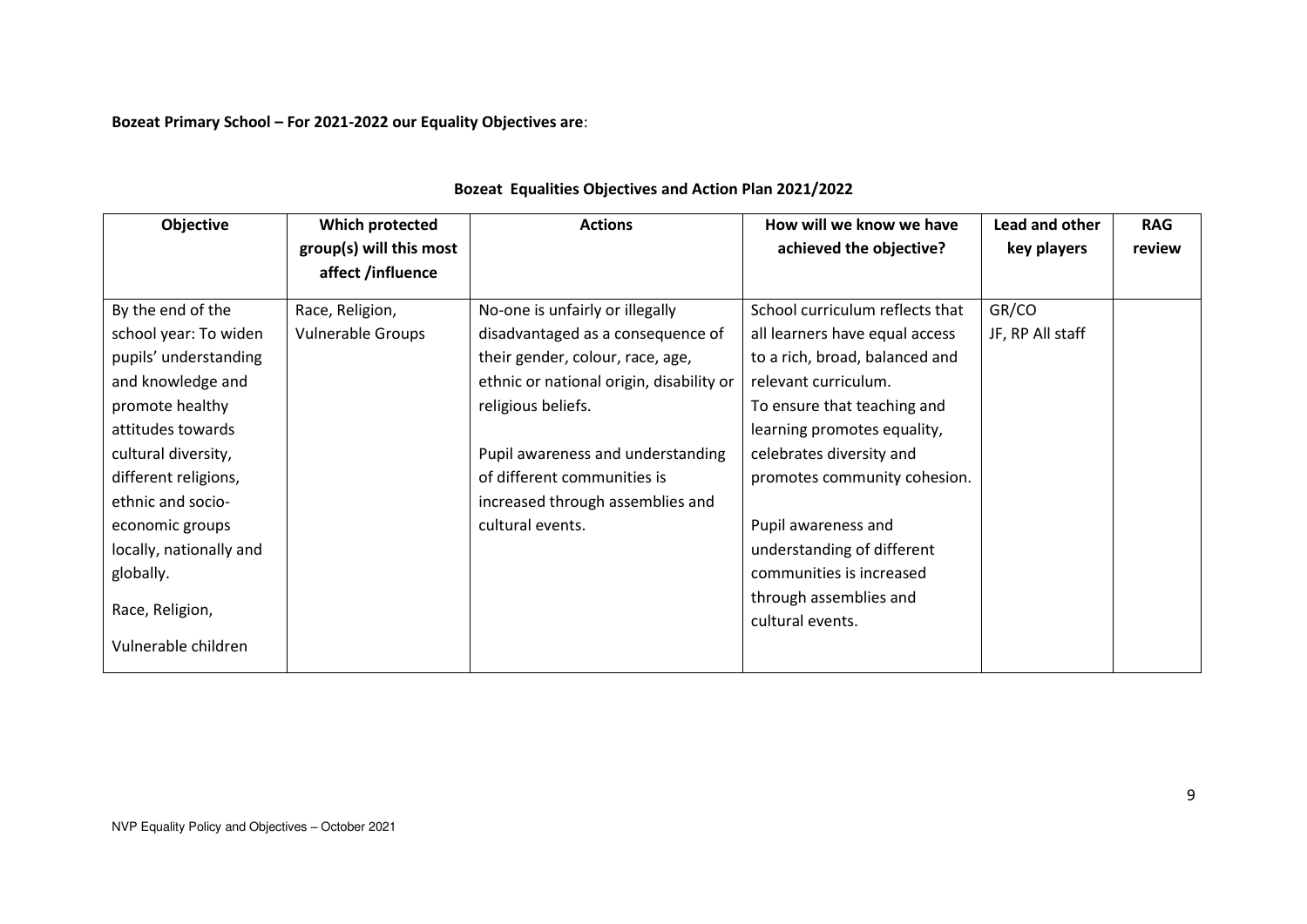**Bozeat Primary School – For 2021-2022 our Equality Objectives are**:

### Bozeat Equalities Objectives and Action Plan 2021/2022

| Objective | Which protected group(s) will this most affect /influence | Actions | How will we know we have achieved the objective? | Lead and other key players | RAG review |
|---|---|---|---|---|---|
| By the end of the school year: To widen pupils' understanding and knowledge and promote healthy attitudes towards cultural diversity, different religions, ethnic and socio-economic groups locally, nationally and globally.<br><br>Race, Religion,<br><br>Vulnerable children | Race, Religion, Vulnerable Groups | No-one is unfairly or illegally disadvantaged as a consequence of their gender, colour, race, age, ethnic or national origin, disability or religious beliefs.<br><br>Pupil awareness and understanding of different communities is increased through assemblies and cultural events. | School curriculum reflects that all learners have equal access to a rich, broad, balanced and relevant curriculum.<br>To ensure that teaching and learning promotes equality, celebrates diversity and promotes community cohesion.<br><br>Pupil awareness and understanding of different communities is increased through assemblies and cultural events. | GR/CO<br>JF, RP All staff | |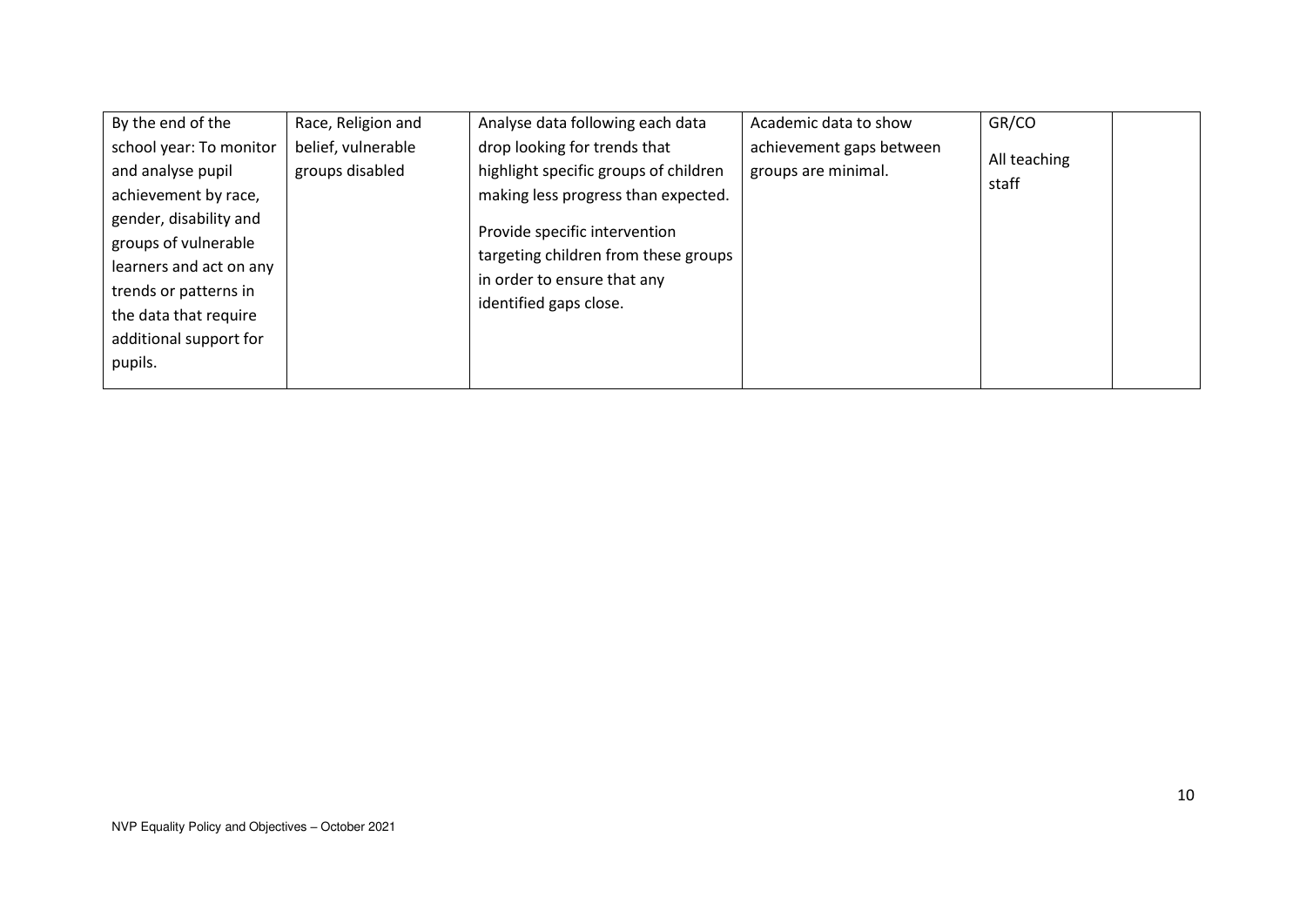| | | | | | |
|---|---|---|---|---|---|
| By the end of the school year: To monitor and analyse pupil achievement by race, gender, disability and groups of vulnerable learners and act on any trends or patterns in the data that require additional support for pupils. | Race, Religion and belief, vulnerable groups disabled | Analyse data following each data drop looking for trends that highlight specific groups of children making less progress than expected.<br><br>Provide specific intervention targeting children from these groups in order to ensure that any identified gaps close. | Academic data to show achievement gaps between groups are minimal. | GR/CO<br><br>All teaching staff | |

NVP Equality Policy and Objectives – October 2021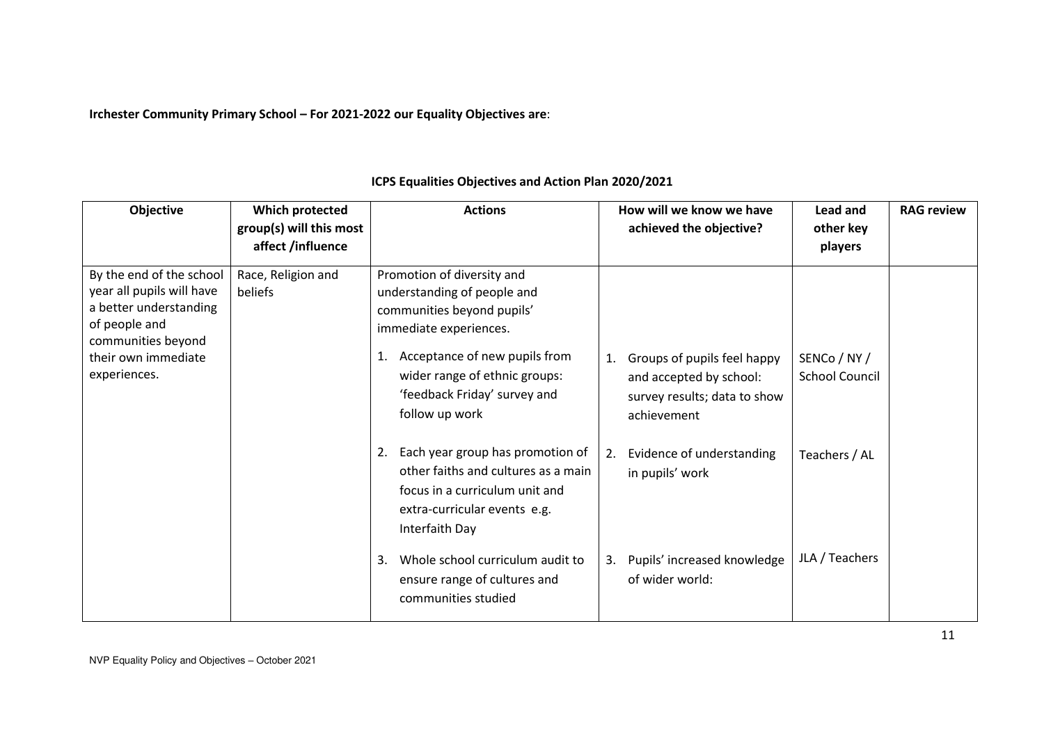**Irchester Community Primary School – For 2021-2022 our Equality Objectives are**:

**ICPS Equalities Objectives and Action Plan 2020/2021**

| Objective | Which protected group(s) will this most affect /influence | Actions | How will we know we have achieved the objective? | Lead and other key players | RAG review |
|---|---|---|---|---|---|
| By the end of the school year all pupils will have a better understanding of people and communities beyond their own immediate experiences. | Race, Religion and beliefs | Promotion of diversity and understanding of people and communities beyond pupils' immediate experiences. | | | |
| | | 1. Acceptance of new pupils from wider range of ethnic groups: 'feedback Friday' survey and follow up work | 1. Groups of pupils feel happy and accepted by school: survey results; data to show achievement | SENCo / NY / School Council | |
| | | 2. Each year group has promotion of other faiths and cultures as a main focus in a curriculum unit and extra-curricular events e.g. Interfaith Day | 2. Evidence of understanding in pupils' work | Teachers / AL | |
| | | 3. Whole school curriculum audit to ensure range of cultures and communities studied | 3. Pupils' increased knowledge of wider world: | JLA / Teachers | |

NVP Equality Policy and Objectives – October 2021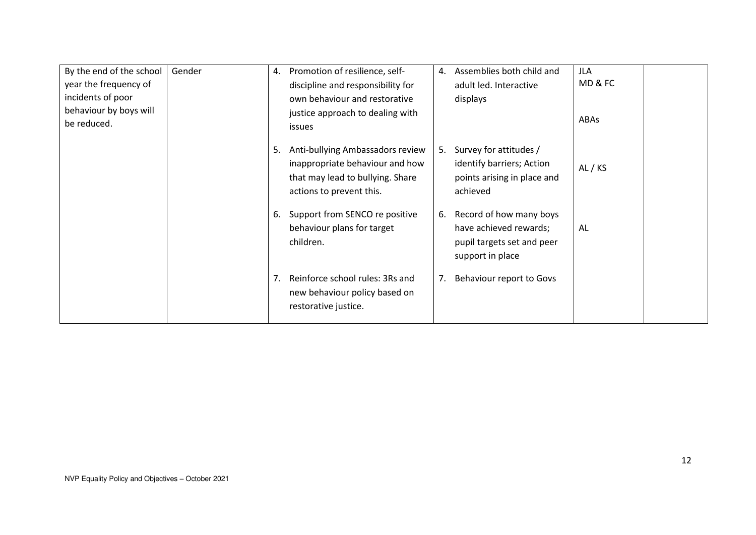| | | | | | |
|---|---|---|---|---|---|
| By the end of the school year the frequency of incidents of poor behaviour by boys will be reduced. | Gender | 4. Promotion of resilience, self-discipline and responsibility for own behaviour and restorative justice approach to dealing with issues | 4. Assemblies both child and adult led. Interactive displays | JLA<br>MD & FC<br><br>ABAs | |
| | | 5. Anti-bullying Ambassadors review inappropriate behaviour and how that may lead to bullying. Share actions to prevent this. | 5. Survey for attitudes / identify barriers; Action points arising in place and achieved | AL / KS | |
| | | 6. Support from SENCO re positive behaviour plans for target children. | 6. Record of how many boys have achieved rewards; pupil targets set and peer support in place | AL | |
| | | 7. Reinforce school rules: 3Rs and new behaviour policy based on restorative justice. | 7. Behaviour report to Govs | | |